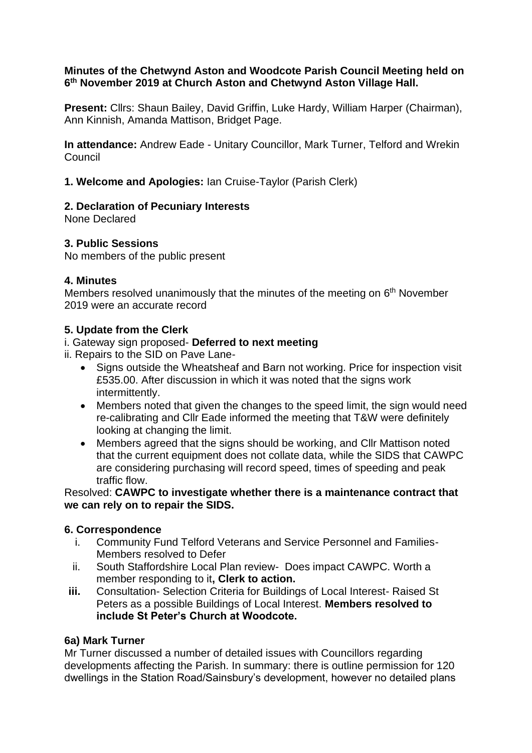**Minutes of the Chetwynd Aston and Woodcote Parish Council Meeting held on 6th November 2019 at Church Aston and Chetwynd Aston Village Hall.**

**Present:** Cllrs: Shaun Bailey, David Griffin, Luke Hardy, William Harper (Chairman), Ann Kinnish, Amanda Mattison, Bridget Page.

**In attendance:** Andrew Eade - Unitary Councillor, Mark Turner, Telford and Wrekin Council

**1. Welcome and Apologies:** Ian Cruise-Taylor (Parish Clerk)

**2. Declaration of Pecuniary Interests**

None Declared

**3. Public Sessions**

No members of the public present

**4. Minutes**

Members resolved unanimously that the minutes of the meeting on 6th November 2019 were an accurate record

**5. Update from the Clerk**

i. Gateway sign proposed- **Deferred to next meeting**

ii. Repairs to the SID on Pave Lane-

- Signs outside the Wheatsheaf and Barn not working. Price for inspection visit £535.00. After discussion in which it was noted that the signs work intermittently.
- Members noted that given the changes to the speed limit, the sign would need re-calibrating and Cllr Eade informed the meeting that T&W were definitely looking at changing the limit.
- Members agreed that the signs should be working, and Cllr Mattison noted that the current equipment does not collate data, while the SIDS that CAWPC are considering purchasing will record speed, times of speeding and peak traffic flow.

Resolved: **CAWPC to investigate whether there is a maintenance contract that we can rely on to repair the SIDS.**

**6. Correspondence**

i. Community Fund Telford Veterans and Service Personnel and Families- Members resolved to Defer

ii. South Staffordshire Local Plan review- Does impact CAWPC. Worth a member responding to it**, Clerk to action.**

**iii.** Consultation- Selection Criteria for Buildings of Local Interest- Raised St Peters as a possible Buildings of Local Interest. **Members resolved to include St Peter's Church at Woodcote.**

**6a) Mark Turner**

Mr Turner discussed a number of detailed issues with Councillors regarding developments affecting the Parish. In summary: there is outline permission for 120 dwellings in the Station Road/Sainsbury's development, however no detailed plans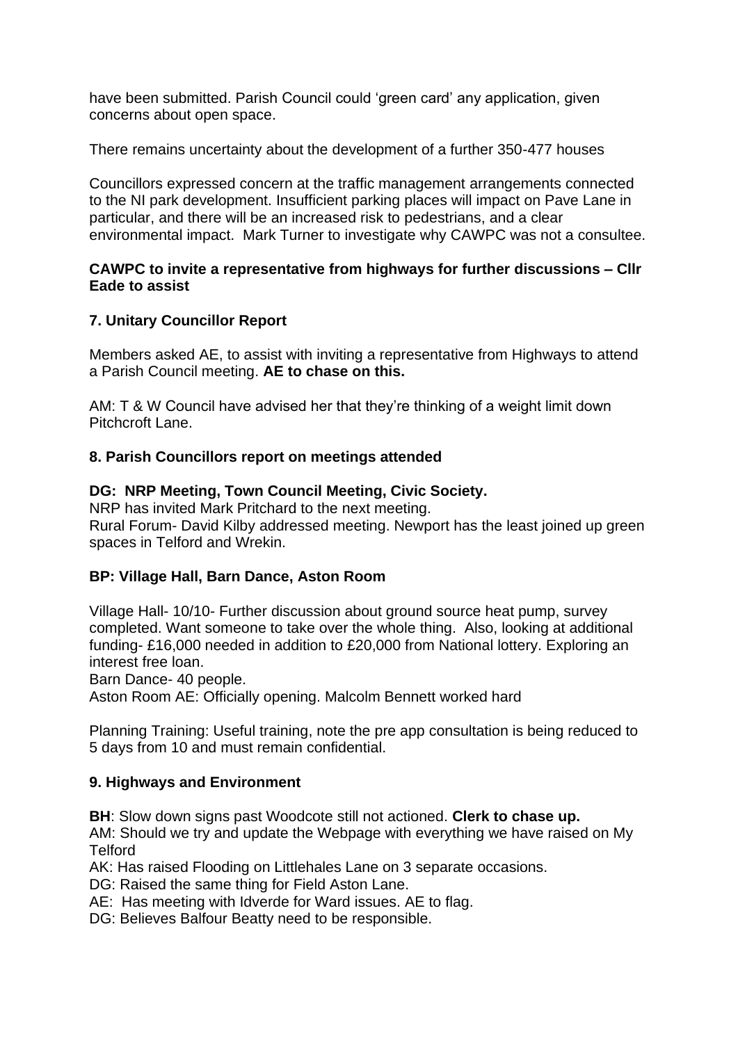have been submitted. Parish Council could 'green card' any application, given concerns about open space.

There remains uncertainty about the development of a further 350-477 houses

Councillors expressed concern at the traffic management arrangements connected to the NI park development. Insufficient parking places will impact on Pave Lane in particular, and there will be an increased risk to pedestrians, and a clear environmental impact. Mark Turner to investigate why CAWPC was not a consultee.

**CAWPC to invite a representative from highways for further discussions – Cllr Eade to assist**

## 7. Unitary Councillor Report

Members asked AE, to assist with inviting a representative from Highways to attend a Parish Council meeting. **AE to chase on this.**

AM: T & W Council have advised her that they're thinking of a weight limit down Pitchcroft Lane.

## 8. Parish Councillors report on meetings attended

### DG: NRP Meeting, Town Council Meeting, Civic Society.

NRP has invited Mark Pritchard to the next meeting.
Rural Forum- David Kilby addressed meeting. Newport has the least joined up green spaces in Telford and Wrekin.

### BP: Village Hall, Barn Dance, Aston Room

Village Hall- 10/10- Further discussion about ground source heat pump, survey completed. Want someone to take over the whole thing. Also, looking at additional funding- £16,000 needed in addition to £20,000 from National lottery. Exploring an interest free loan.
Barn Dance- 40 people.
Aston Room AE: Officially opening. Malcolm Bennett worked hard

Planning Training: Useful training, note the pre app consultation is being reduced to 5 days from 10 and must remain confidential.

## 9. Highways and Environment

**BH**: Slow down signs past Woodcote still not actioned. **Clerk to chase up.**
AM: Should we try and update the Webpage with everything we have raised on My Telford
AK: Has raised Flooding on Littlehales Lane on 3 separate occasions.
DG: Raised the same thing for Field Aston Lane.
AE: Has meeting with Idverde for Ward issues. AE to flag.
DG: Believes Balfour Beatty need to be responsible.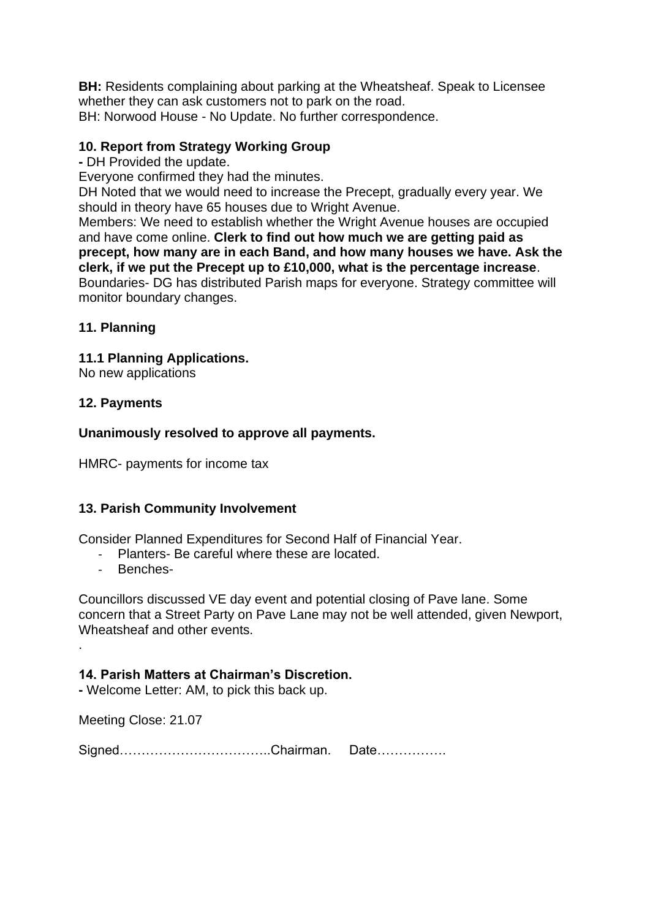**BH:** Residents complaining about parking at the Wheatsheaf. Speak to Licensee whether they can ask customers not to park on the road.
BH: Norwood House - No Update. No further correspondence.

### 10. Report from Strategy Working Group

**-** DH Provided the update.
Everyone confirmed they had the minutes.
DH Noted that we would need to increase the Precept, gradually every year. We should in theory have 65 houses due to Wright Avenue.
Members: We need to establish whether the Wright Avenue houses are occupied and have come online. **Clerk to find out how much we are getting paid as precept, how many are in each Band, and how many houses we have. Ask the clerk, if we put the Precept up to £10,000, what is the percentage increase**.
Boundaries- DG has distributed Parish maps for everyone. Strategy committee will monitor boundary changes.

### 11. Planning

### 11.1 Planning Applications.

No new applications

### 12. Payments

**Unanimously resolved to approve all payments.**

HMRC- payments for income tax

### 13. Parish Community Involvement

Consider Planned Expenditures for Second Half of Financial Year.

- Planters- Be careful where these are located.
- Benches-

Councillors discussed VE day event and potential closing of Pave lane. Some concern that a Street Party on Pave Lane may not be well attended, given Newport, Wheatsheaf and other events.

.

### 14. Parish Matters at Chairman's Discretion.

**-** Welcome Letter: AM, to pick this back up.

Meeting Close: 21.07

Signed……………………………..Chairman. Date…………….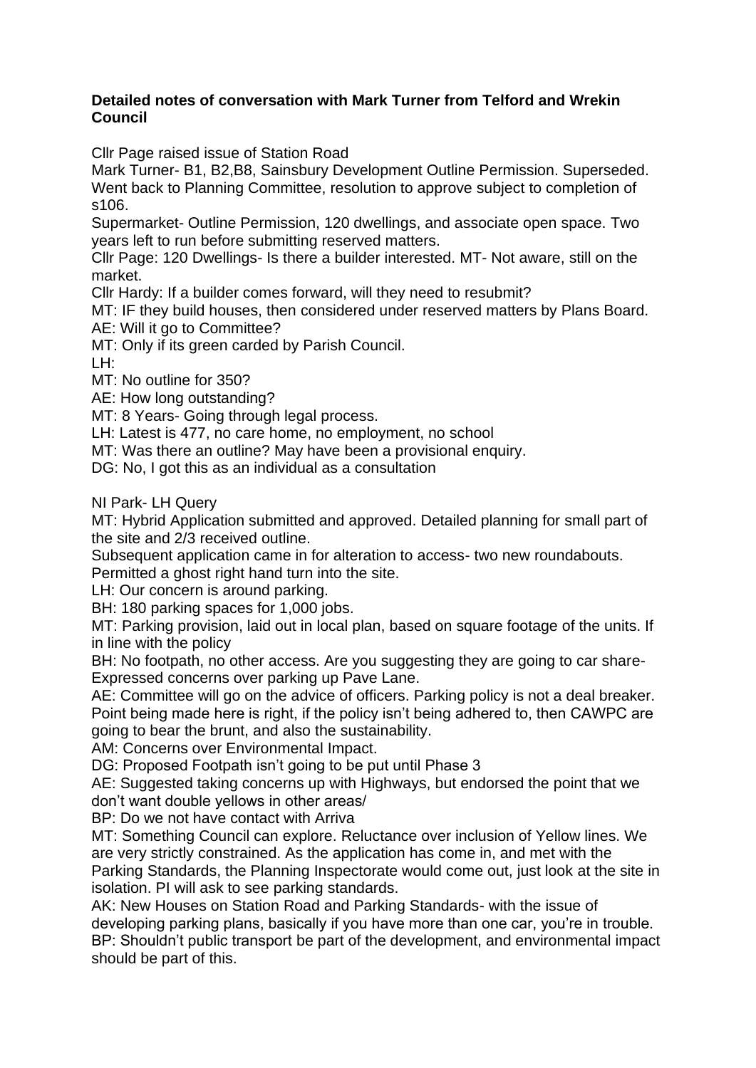**Detailed notes of conversation with Mark Turner from Telford and Wrekin Council**

Cllr Page raised issue of Station Road

Mark Turner- B1, B2,B8, Sainsbury Development Outline Permission. Superseded. Went back to Planning Committee, resolution to approve subject to completion of s106.

Supermarket- Outline Permission, 120 dwellings, and associate open space. Two years left to run before submitting reserved matters.

Cllr Page: 120 Dwellings- Is there a builder interested. MT- Not aware, still on the market.

Cllr Hardy: If a builder comes forward, will they need to resubmit?

MT: IF they build houses, then considered under reserved matters by Plans Board.

AE: Will it go to Committee?

MT: Only if its green carded by Parish Council.

LH:

MT: No outline for 350?

AE: How long outstanding?

MT: 8 Years- Going through legal process.

LH: Latest is 477, no care home, no employment, no school

MT: Was there an outline? May have been a provisional enquiry.

DG: No, I got this as an individual as a consultation

NI Park- LH Query

MT: Hybrid Application submitted and approved. Detailed planning for small part of the site and 2/3 received outline.

Subsequent application came in for alteration to access- two new roundabouts. Permitted a ghost right hand turn into the site.

LH: Our concern is around parking.

BH: 180 parking spaces for 1,000 jobs.

MT: Parking provision, laid out in local plan, based on square footage of the units. If in line with the policy

BH: No footpath, no other access. Are you suggesting they are going to car share- Expressed concerns over parking up Pave Lane.

AE: Committee will go on the advice of officers. Parking policy is not a deal breaker. Point being made here is right, if the policy isn't being adhered to, then CAWPC are going to bear the brunt, and also the sustainability.

AM: Concerns over Environmental Impact.

DG: Proposed Footpath isn't going to be put until Phase 3

AE: Suggested taking concerns up with Highways, but endorsed the point that we don't want double yellows in other areas/

BP: Do we not have contact with Arriva

MT: Something Council can explore. Reluctance over inclusion of Yellow lines. We are very strictly constrained. As the application has come in, and met with the Parking Standards, the Planning Inspectorate would come out, just look at the site in isolation. PI will ask to see parking standards.

AK: New Houses on Station Road and Parking Standards- with the issue of developing parking plans, basically if you have more than one car, you're in trouble.

BP: Shouldn't public transport be part of the development, and environmental impact should be part of this.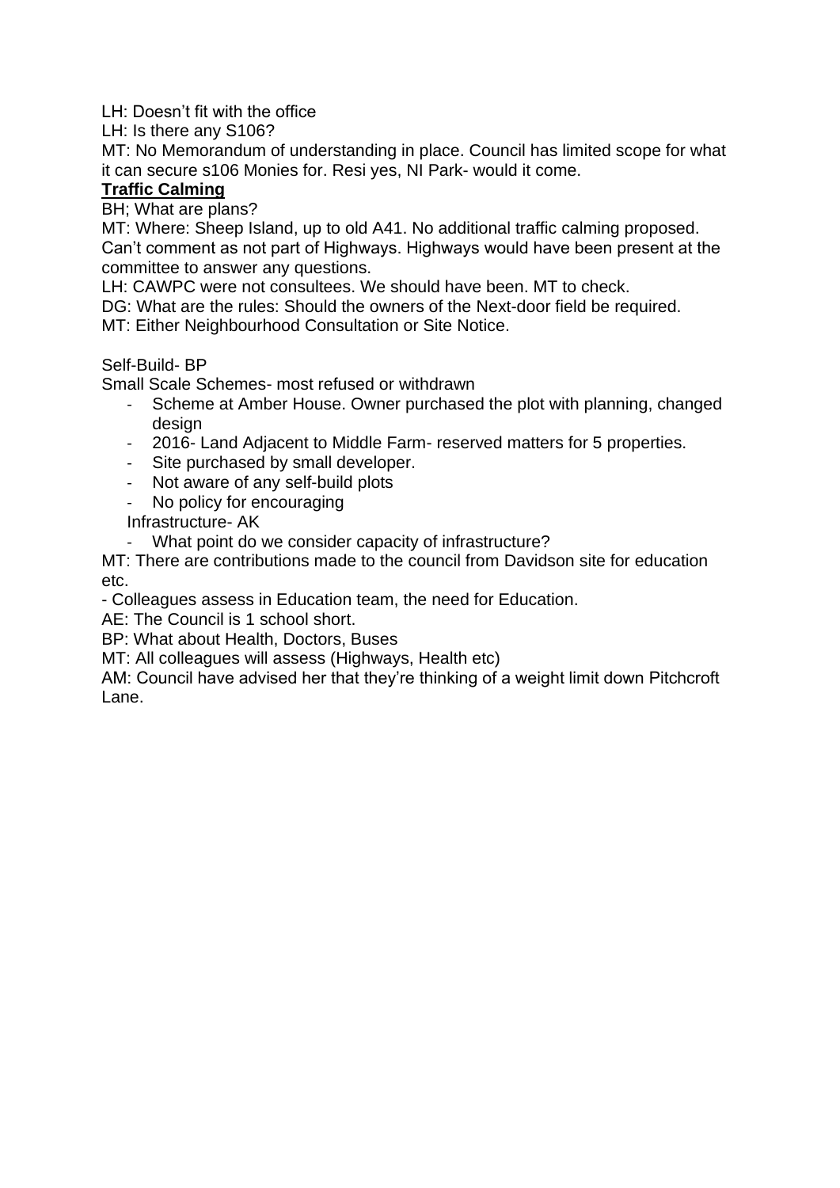LH: Doesn't fit with the office

LH: Is there any S106?

MT: No Memorandum of understanding in place. Council has limited scope for what it can secure s106 Monies for. Resi yes, NI Park- would it come.

**Traffic Calming**

BH; What are plans?

MT: Where: Sheep Island, up to old A41. No additional traffic calming proposed. Can't comment as not part of Highways. Highways would have been present at the committee to answer any questions.

LH: CAWPC were not consultees. We should have been. MT to check.

DG: What are the rules: Should the owners of the Next-door field be required.

MT: Either Neighbourhood Consultation or Site Notice.

Self-Build- BP

Small Scale Schemes- most refused or withdrawn

- Scheme at Amber House. Owner purchased the plot with planning, changed design
- 2016- Land Adjacent to Middle Farm- reserved matters for 5 properties.
- Site purchased by small developer.
- Not aware of any self-build plots
- No policy for encouraging

Infrastructure- AK

- What point do we consider capacity of infrastructure?

MT: There are contributions made to the council from Davidson site for education etc.

- Colleagues assess in Education team, the need for Education.

AE: The Council is 1 school short.

BP: What about Health, Doctors, Buses

MT: All colleagues will assess (Highways, Health etc)

AM: Council have advised her that they're thinking of a weight limit down Pitchcroft Lane.